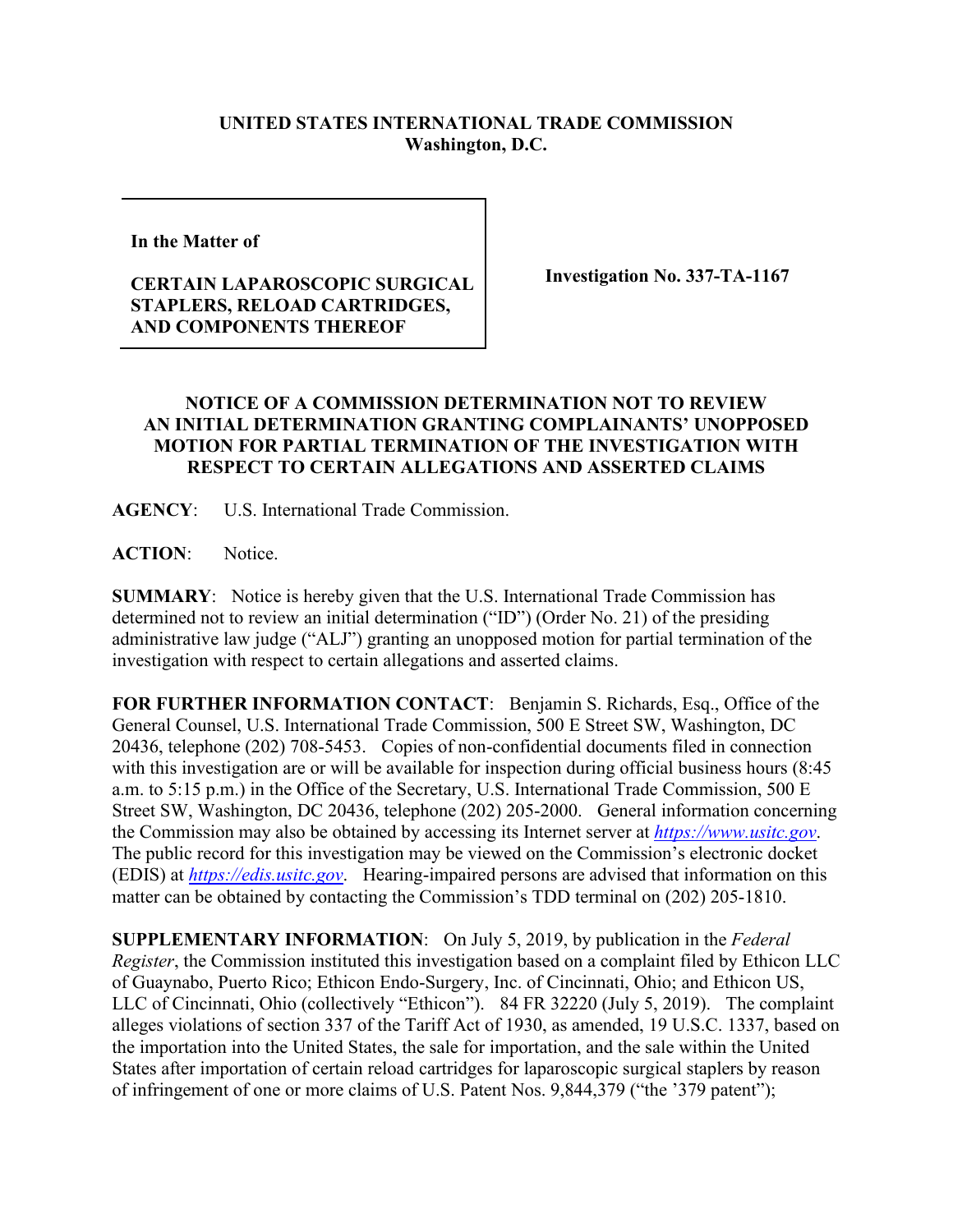**UNITED STATES INTERNATIONAL TRADE COMMISSION**
**Washington, D.C.**

| **In the Matter of**<br><br>**CERTAIN LAPAROSCOPIC SURGICAL STAPLERS, RELOAD CARTRIDGES, AND COMPONENTS THEREOF** | **Investigation No. 337-TA-1167** |
|---|---|

**NOTICE OF A COMMISSION DETERMINATION NOT TO REVIEW AN INITIAL DETERMINATION GRANTING COMPLAINANTS' UNOPPOSED MOTION FOR PARTIAL TERMINATION OF THE INVESTIGATION WITH RESPECT TO CERTAIN ALLEGATIONS AND ASSERTED CLAIMS**

**AGENCY**: U.S. International Trade Commission.

**ACTION**: Notice.

**SUMMARY**: Notice is hereby given that the U.S. International Trade Commission has determined not to review an initial determination ("ID") (Order No. 21) of the presiding administrative law judge ("ALJ") granting an unopposed motion for partial termination of the investigation with respect to certain allegations and asserted claims.

**FOR FURTHER INFORMATION CONTACT**: Benjamin S. Richards, Esq., Office of the General Counsel, U.S. International Trade Commission, 500 E Street SW, Washington, DC 20436, telephone (202) 708-5453. Copies of non-confidential documents filed in connection with this investigation are or will be available for inspection during official business hours (8:45 a.m. to 5:15 p.m.) in the Office of the Secretary, U.S. International Trade Commission, 500 E Street SW, Washington, DC 20436, telephone (202) 205-2000. General information concerning the Commission may also be obtained by accessing its Internet server at *https://www.usitc.gov*. The public record for this investigation may be viewed on the Commission's electronic docket (EDIS) at *https://edis.usitc.gov*. Hearing-impaired persons are advised that information on this matter can be obtained by contacting the Commission's TDD terminal on (202) 205-1810.

**SUPPLEMENTARY INFORMATION**: On July 5, 2019, by publication in the *Federal Register*, the Commission instituted this investigation based on a complaint filed by Ethicon LLC of Guaynabo, Puerto Rico; Ethicon Endo-Surgery, Inc. of Cincinnati, Ohio; and Ethicon US, LLC of Cincinnati, Ohio (collectively "Ethicon"). 84 FR 32220 (July 5, 2019). The complaint alleges violations of section 337 of the Tariff Act of 1930, as amended, 19 U.S.C. 1337, based on the importation into the United States, the sale for importation, and the sale within the United States after importation of certain reload cartridges for laparoscopic surgical staplers by reason of infringement of one or more claims of U.S. Patent Nos. 9,844,379 ("the '379 patent");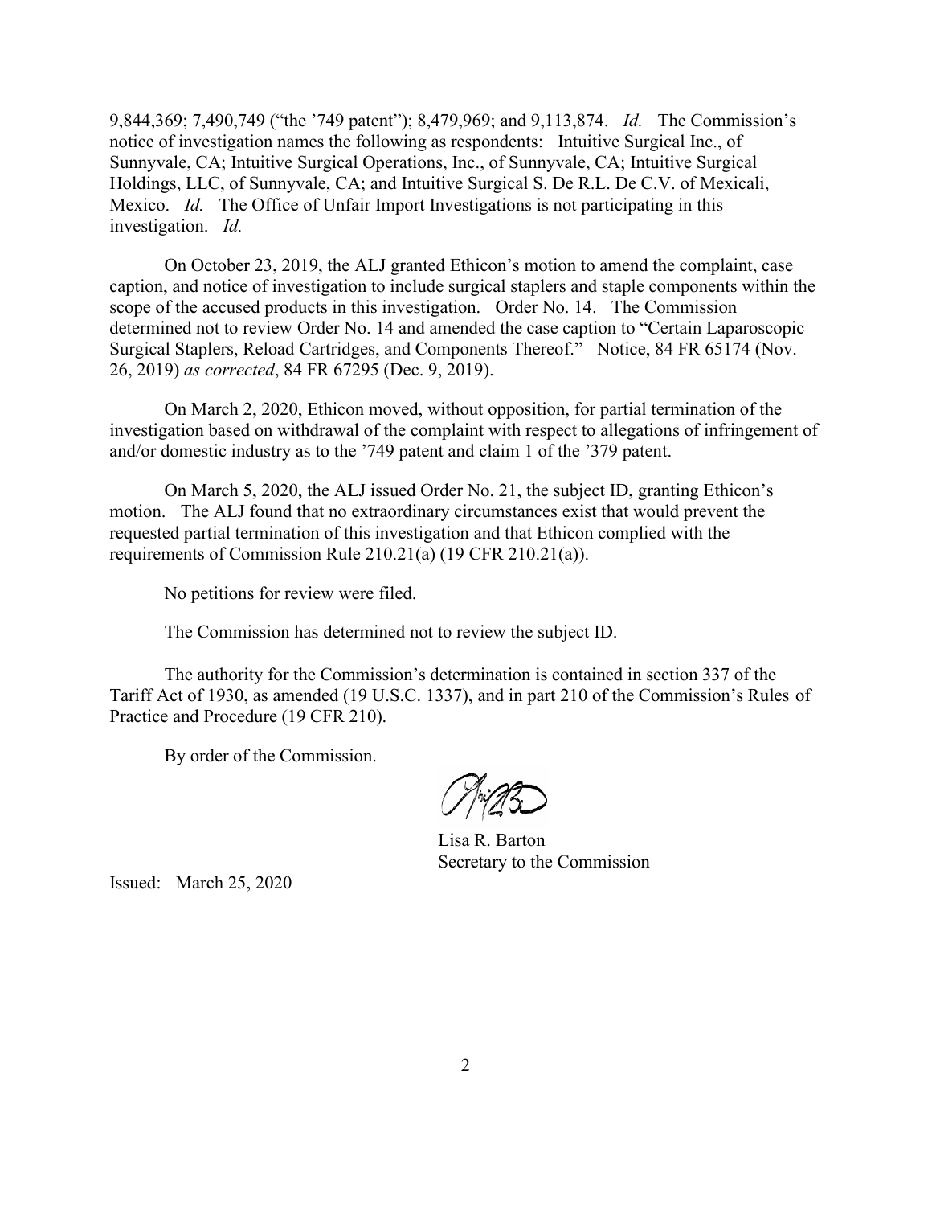9,844,369; 7,490,749 ("the '749 patent"); 8,479,969; and 9,113,874. *Id.* The Commission's notice of investigation names the following as respondents: Intuitive Surgical Inc., of Sunnyvale, CA; Intuitive Surgical Operations, Inc., of Sunnyvale, CA; Intuitive Surgical Holdings, LLC, of Sunnyvale, CA; and Intuitive Surgical S. De R.L. De C.V. of Mexicali, Mexico. *Id.* The Office of Unfair Import Investigations is not participating in this investigation. *Id.*

On October 23, 2019, the ALJ granted Ethicon's motion to amend the complaint, case caption, and notice of investigation to include surgical staplers and staple components within the scope of the accused products in this investigation. Order No. 14. The Commission determined not to review Order No. 14 and amended the case caption to "Certain Laparoscopic Surgical Staplers, Reload Cartridges, and Components Thereof." Notice, 84 FR 65174 (Nov. 26, 2019) *as corrected*, 84 FR 67295 (Dec. 9, 2019).

On March 2, 2020, Ethicon moved, without opposition, for partial termination of the investigation based on withdrawal of the complaint with respect to allegations of infringement of and/or domestic industry as to the '749 patent and claim 1 of the '379 patent.

On March 5, 2020, the ALJ issued Order No. 21, the subject ID, granting Ethicon's motion. The ALJ found that no extraordinary circumstances exist that would prevent the requested partial termination of this investigation and that Ethicon complied with the requirements of Commission Rule 210.21(a) (19 CFR 210.21(a)).

No petitions for review were filed.

The Commission has determined not to review the subject ID.

The authority for the Commission's determination is contained in section 337 of the Tariff Act of 1930, as amended (19 U.S.C. 1337), and in part 210 of the Commission's Rules of Practice and Procedure (19 CFR 210).

By order of the Commission.

Lisa R. Barton
Secretary to the Commission

Issued: March 25, 2020